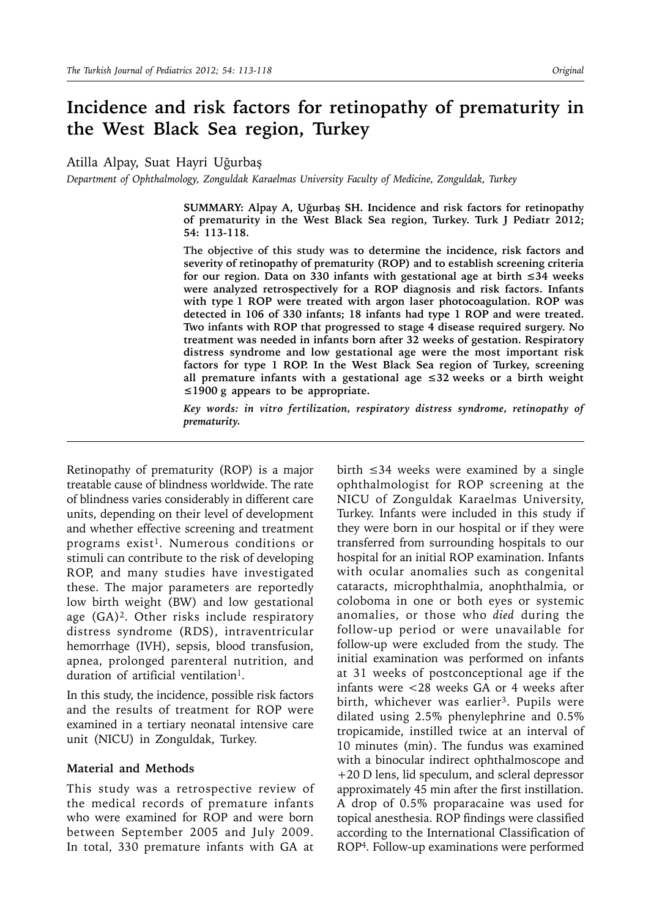# Incidence and risk factors for retinopathy of prematurity in the West Black Sea region, Turkey

Atilla Alpay, Suat Hayri Uğurbaş

*Department of Ophthalmology, Zonguldak Karaelmas University Faculty of Medicine, Zonguldak, Turkey*

**SUMMARY: Alpay A, Uğurbaş SH. Incidence and risk factors for retinopathy of prematurity in the West Black Sea region, Turkey. Turk J Pediatr 2012; 54: 113-118.**

**The objective of this study was to determine the incidence, risk factors and severity of retinopathy of prematurity (ROP) and to establish screening criteria for our region. Data on 330 infants with gestational age at birth ≤34 weeks were analyzed retrospectively for a ROP diagnosis and risk factors. Infants with type 1 ROP were treated with argon laser photocoagulation. ROP was detected in 106 of 330 infants; 18 infants had type 1 ROP and were treated. Two infants with ROP that progressed to stage 4 disease required surgery. No treatment was needed in infants born after 32 weeks of gestation. Respiratory distress syndrome and low gestational age were the most important risk factors for type 1 ROP. In the West Black Sea region of Turkey, screening all premature infants with a gestational age ≤32 weeks or a birth weight ≤1900 g appears to be appropriate.**

*Key words: in vitro fertilization, respiratory distress syndrome, retinopathy of prematurity.*

Retinopathy of prematurity (ROP) is a major treatable cause of blindness worldwide. The rate of blindness varies considerably in different care units, depending on their level of development and whether effective screening and treatment programs exist[1]. Numerous conditions or stimuli can contribute to the risk of developing ROP, and many studies have investigated these. The major parameters are reportedly low birth weight (BW) and low gestational age (GA)[2]. Other risks include respiratory distress syndrome (RDS), intraventricular hemorrhage (IVH), sepsis, blood transfusion, apnea, prolonged parenteral nutrition, and duration of artificial ventilation[1].

In this study, the incidence, possible risk factors and the results of treatment for ROP were examined in a tertiary neonatal intensive care unit (NICU) in Zonguldak, Turkey.

## Material and Methods

This study was a retrospective review of the medical records of premature infants who were examined for ROP and were born between September 2005 and July 2009. In total, 330 premature infants with GA at birth ≤34 weeks were examined by a single ophthalmologist for ROP screening at the NICU of Zonguldak Karaelmas University, Turkey. Infants were included in this study if they were born in our hospital or if they were transferred from surrounding hospitals to our hospital for an initial ROP examination. Infants with ocular anomalies such as congenital cataracts, microphthalmia, anophthalmia, or coloboma in one or both eyes or systemic anomalies, or those who *died* during the follow-up period or were unavailable for follow-up were excluded from the study. The initial examination was performed on infants at 31 weeks of postconceptional age if the infants were <28 weeks GA or 4 weeks after birth, whichever was earlier[3]. Pupils were dilated using 2.5% phenylephrine and 0.5% tropicamide, instilled twice at an interval of 10 minutes (min). The fundus was examined with a binocular indirect ophthalmoscope and +20 D lens, lid speculum, and scleral depressor approximately 45 min after the first instillation. A drop of 0.5% proparacaine was used for topical anesthesia. ROP findings were classified according to the International Classification of ROP[4]. Follow-up examinations were performed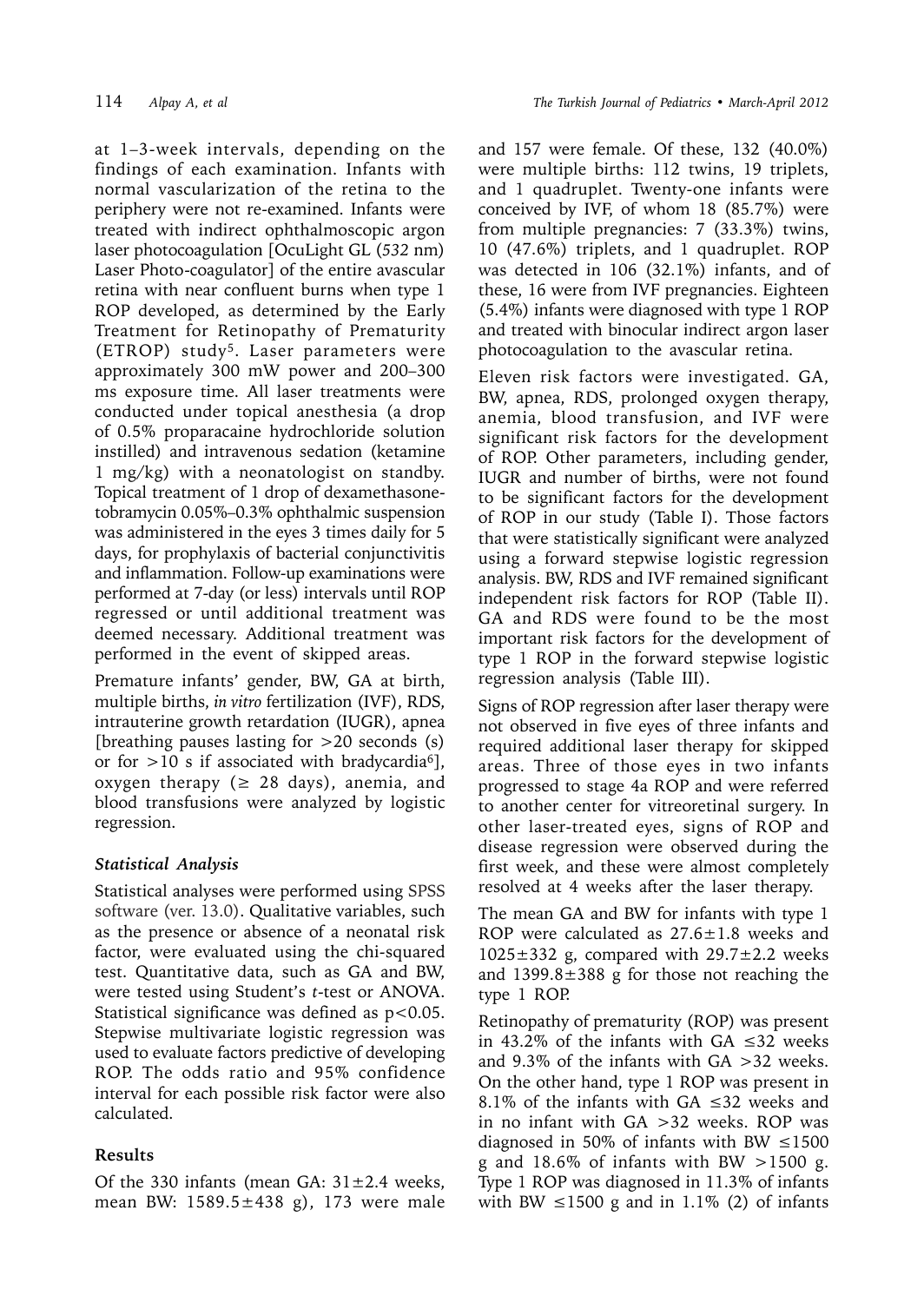at 1–3-week intervals, depending on the findings of each examination. Infants with normal vascularization of the retina to the periphery were not re-examined. Infants were treated with indirect ophthalmoscopic argon laser photocoagulation [OcuLight GL (*532* nm) Laser Photo-coagulator] of the entire avascular retina with near confluent burns when type 1 ROP developed, as determined by the Early Treatment for Retinopathy of Prematurity (ETROP) study[5]. Laser parameters were approximately 300 mW power and 200–300 ms exposure time. All laser treatments were conducted under topical anesthesia (a drop of 0.5% proparacaine hydrochloride solution instilled) and intravenous sedation (ketamine 1 mg/kg) with a neonatologist on standby. Topical treatment of 1 drop of dexamethasone-tobramycin 0.05%–0.3% ophthalmic suspension was administered in the eyes 3 times daily for 5 days, for prophylaxis of bacterial conjunctivitis and inflammation. Follow-up examinations were performed at 7-day (or less) intervals until ROP regressed or until additional treatment was deemed necessary. Additional treatment was performed in the event of skipped areas.

Premature infants' gender, BW, GA at birth, multiple births, *in vitro* fertilization (IVF), RDS, intrauterine growth retardation (IUGR), apnea [breathing pauses lasting for >20 seconds (s) or for >10 s if associated with bradycardia[6]], oxygen therapy (≥ 28 days), anemia, and blood transfusions were analyzed by logistic regression.

### *Statistical Analysis*

Statistical analyses were performed using SPSS software (ver. 13.0). Qualitative variables, such as the presence or absence of a neonatal risk factor, were evaluated using the chi-squared test. Quantitative data, such as GA and BW, were tested using Student's *t*-test or ANOVA. Statistical significance was defined as $p<0.05$. Stepwise multivariate logistic regression was used to evaluate factors predictive of developing ROP. The odds ratio and 95% confidence interval for each possible risk factor were also calculated.

## Results

Of the 330 infants (mean GA: 31±2.4 weeks, mean BW: 1589.5±438 g), 173 were male and 157 were female. Of these, 132 (40.0%) were multiple births: 112 twins, 19 triplets, and 1 quadruplet. Twenty-one infants were conceived by IVF, of whom 18 (85.7%) were from multiple pregnancies: 7 (33.3%) twins, 10 (47.6%) triplets, and 1 quadruplet. ROP was detected in 106 (32.1%) infants, and of these, 16 were from IVF pregnancies. Eighteen (5.4%) infants were diagnosed with type 1 ROP and treated with binocular indirect argon laser photocoagulation to the avascular retina.

Eleven risk factors were investigated. GA, BW, apnea, RDS, prolonged oxygen therapy, anemia, blood transfusion, and IVF were significant risk factors for the development of ROP. Other parameters, including gender, IUGR and number of births, were not found to be significant factors for the development of ROP in our study (Table I). Those factors that were statistically significant were analyzed using a forward stepwise logistic regression analysis. BW, RDS and IVF remained significant independent risk factors for ROP (Table II). GA and RDS were found to be the most important risk factors for the development of type 1 ROP in the forward stepwise logistic regression analysis (Table III).

Signs of ROP regression after laser therapy were not observed in five eyes of three infants and required additional laser therapy for skipped areas. Three of those eyes in two infants progressed to stage 4a ROP and were referred to another center for vitreoretinal surgery. In other laser-treated eyes, signs of ROP and disease regression were observed during the first week, and these were almost completely resolved at 4 weeks after the laser therapy.

The mean GA and BW for infants with type 1 ROP were calculated as 27.6±1.8 weeks and 1025±332 g, compared with 29.7±2.2 weeks and 1399.8±388 g for those not reaching the type 1 ROP.

Retinopathy of prematurity (ROP) was present in 43.2% of the infants with GA ≤32 weeks and 9.3% of the infants with GA >32 weeks. On the other hand, type 1 ROP was present in 8.1% of the infants with GA ≤32 weeks and in no infant with GA >32 weeks. ROP was diagnosed in 50% of infants with BW ≤1500 g and 18.6% of infants with BW >1500 g. Type 1 ROP was diagnosed in 11.3% of infants with BW ≤1500 g and in 1.1% (2) of infants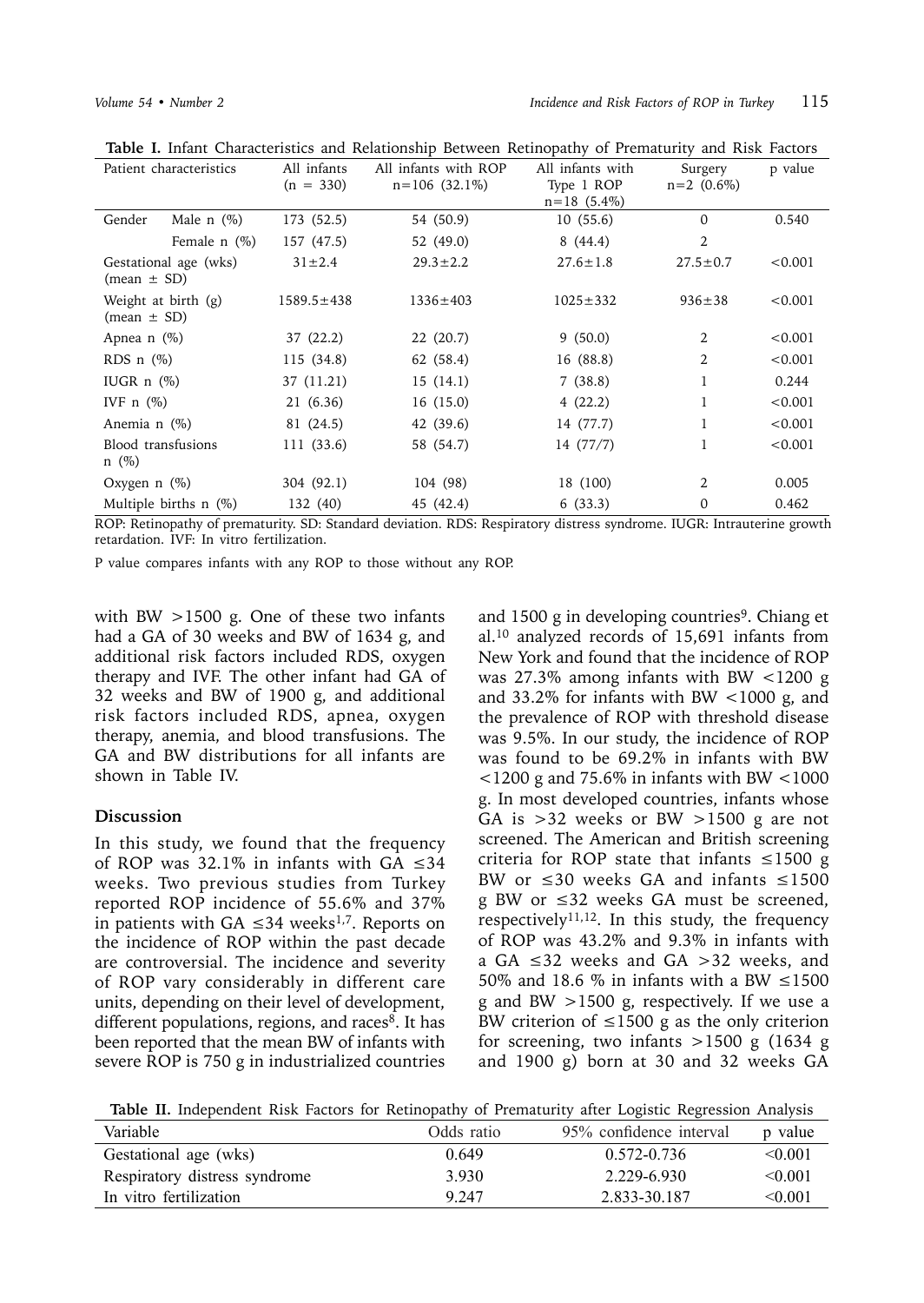**Table I.** Infant Characteristics and Relationship Between Retinopathy of Prematurity and Risk Factors

| Patient characteristics | | All infants (n = 330) | All infants with ROP n=106 (32.1%) | All infants with Type 1 ROP n=18 (5.4%) | Surgery n=2 (0.6%) | p value |
|---|---|---|---|---|---|---|
| Gender | Male n (%) | 173 (52.5) | 54 (50.9) | 10 (55.6) | 0 | 0.540 |
| | Female n (%) | 157 (47.5) | 52 (49.0) | 8 (44.4) | 2 | |
| Gestational age (wks) (mean ± SD) | | 31±2.4 | 29.3±2.2 | 27.6±1.8 | 27.5±0.7 | <0.001 |
| Weight at birth (g) (mean ± SD) | | 1589.5±438 | 1336±403 | 1025±332 | 936±38 | <0.001 |
| Apnea n (%) | | 37 (22.2) | 22 (20.7) | 9 (50.0) | 2 | <0.001 |
| RDS n (%) | | 115 (34.8) | 62 (58.4) | 16 (88.8) | 2 | <0.001 |
| IUGR n (%) | | 37 (11.21) | 15 (14.1) | 7 (38.8) | 1 | 0.244 |
| IVF n (%) | | 21 (6.36) | 16 (15.0) | 4 (22.2) | 1 | <0.001 |
| Anemia n (%) | | 81 (24.5) | 42 (39.6) | 14 (77.7) | 1 | <0.001 |
| Blood transfusions n (%) | | 111 (33.6) | 58 (54.7) | 14 (77/7) | 1 | <0.001 |
| Oxygen n (%) | | 304 (92.1) | 104 (98) | 18 (100) | 2 | 0.005 |
| Multiple births n (%) | | 132 (40) | 45 (42.4) | 6 (33.3) | 0 | 0.462 |

ROP: Retinopathy of prematurity. SD: Standard deviation. RDS: Respiratory distress syndrome. IUGR: Intrauterine growth retardation. IVF: In vitro fertilization.

P value compares infants with any ROP to those without any ROP.

with BW >1500 g. One of these two infants had a GA of 30 weeks and BW of 1634 g, and additional risk factors included RDS, oxygen therapy and IVF. The other infant had GA of 32 weeks and BW of 1900 g, and additional risk factors included RDS, apnea, oxygen therapy, anemia, and blood transfusions. The GA and BW distributions for all infants are shown in Table IV.

## Discussion

In this study, we found that the frequency of ROP was 32.1% in infants with GA ≤34 weeks. Two previous studies from Turkey reported ROP incidence of 55.6% and 37% in patients with GA ≤34 weeks[1,7]. Reports on the incidence of ROP within the past decade are controversial. The incidence and severity of ROP vary considerably in different care units, depending on their level of development, different populations, regions, and races[8]. It has been reported that the mean BW of infants with severe ROP is 750 g in industrialized countries and 1500 g in developing countries[9]. Chiang et al.[10] analyzed records of 15,691 infants from New York and found that the incidence of ROP was 27.3% among infants with BW <1200 g and 33.2% for infants with BW <1000 g, and the prevalence of ROP with threshold disease was 9.5%. In our study, the incidence of ROP was found to be 69.2% in infants with BW <1200 g and 75.6% in infants with BW <1000 g. In most developed countries, infants whose GA is >32 weeks or BW >1500 g are not screened. The American and British screening criteria for ROP state that infants ≤1500 g BW or ≤30 weeks GA and infants ≤1500 g BW or ≤32 weeks GA must be screened, respectively[11,12]. In this study, the frequency of ROP was 43.2% and 9.3% in infants with a GA ≤32 weeks and GA >32 weeks, and 50% and 18.6 % in infants with a BW ≤1500 g and BW >1500 g, respectively. If we use a BW criterion of ≤1500 g as the only criterion for screening, two infants >1500 g (1634 g and 1900 g) born at 30 and 32 weeks GA

**Table II.** Independent Risk Factors for Retinopathy of Prematurity after Logistic Regression Analysis

| Variable | Odds ratio | 95% confidence interval | p value |
|---|---|---|---|
| Gestational age (wks) | 0.649 | 0.572-0.736 | <0.001 |
| Respiratory distress syndrome | 3.930 | 2.229-6.930 | <0.001 |
| In vitro fertilization | 9.247 | 2.833-30.187 | <0.001 |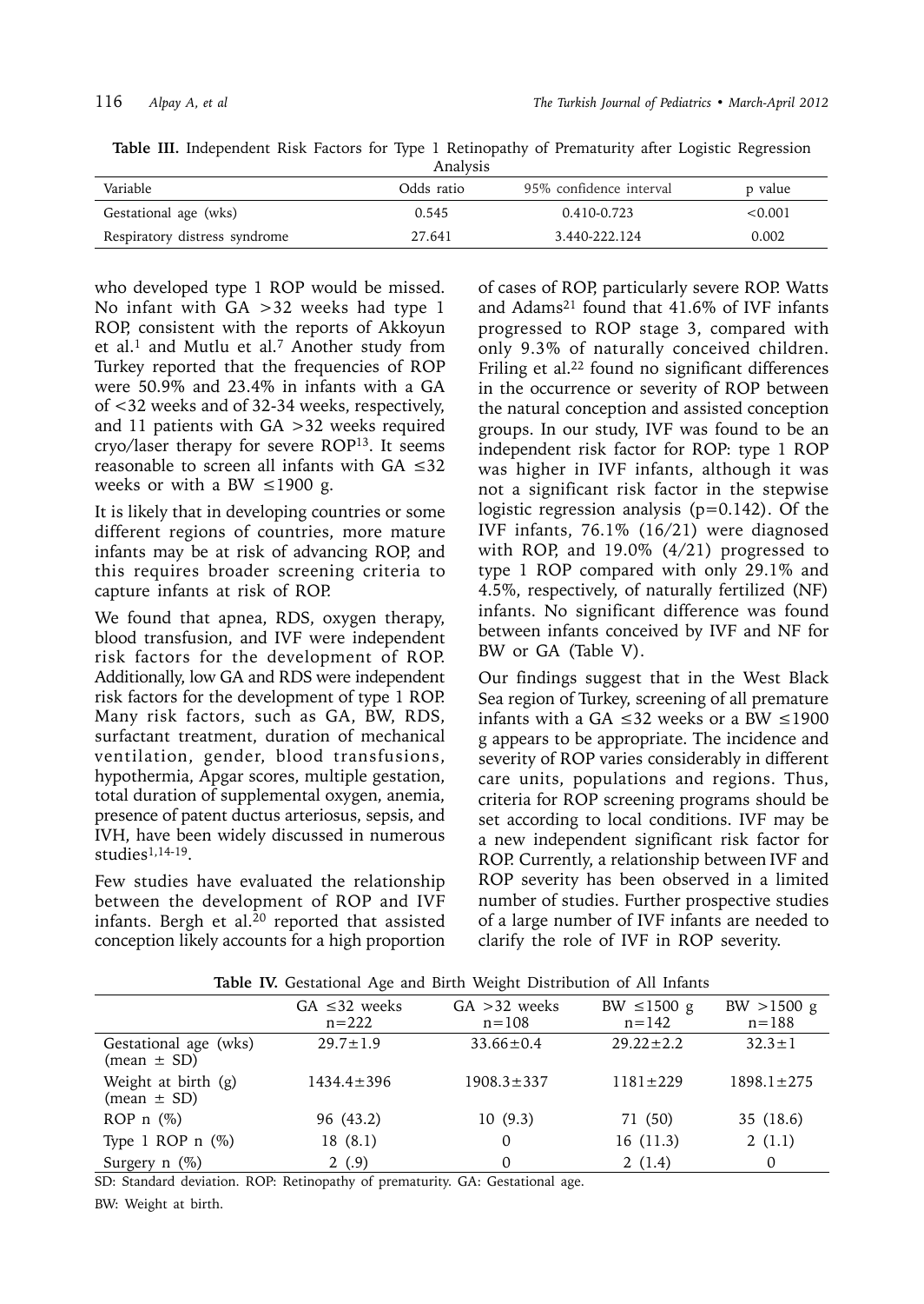**Table III.** Independent Risk Factors for Type 1 Retinopathy of Prematurity after Logistic Regression Analysis

| Variable | Odds ratio | 95% confidence interval | p value |
|---|---|---|---|
| Gestational age (wks) | 0.545 | 0.410-0.723 | <0.001 |
| Respiratory distress syndrome | 27.641 | 3.440-222.124 | 0.002 |

who developed type 1 ROP would be missed. No infant with GA >32 weeks had type 1 ROP, consistent with the reports of Akkoyun et al.[1] and Mutlu et al.[7] Another study from Turkey reported that the frequencies of ROP were 50.9% and 23.4% in infants with a GA of <32 weeks and of 32-34 weeks, respectively, and 11 patients with GA >32 weeks required cryo/laser therapy for severe ROP[13]. It seems reasonable to screen all infants with GA ≤32 weeks or with a BW ≤1900 g.

It is likely that in developing countries or some different regions of countries, more mature infants may be at risk of advancing ROP, and this requires broader screening criteria to capture infants at risk of ROP.

We found that apnea, RDS, oxygen therapy, blood transfusion, and IVF were independent risk factors for the development of ROP. Additionally, low GA and RDS were independent risk factors for the development of type 1 ROP. Many risk factors, such as GA, BW, RDS, surfactant treatment, duration of mechanical ventilation, gender, blood transfusions, hypothermia, Apgar scores, multiple gestation, total duration of supplemental oxygen, anemia, presence of patent ductus arteriosus, sepsis, and IVH, have been widely discussed in numerous studies[1,14-19].

Few studies have evaluated the relationship between the development of ROP and IVF infants. Bergh et al.[20] reported that assisted conception likely accounts for a high proportion of cases of ROP, particularly severe ROP. Watts and Adams[21] found that 41.6% of IVF infants progressed to ROP stage 3, compared with only 9.3% of naturally conceived children. Friling et al.[22] found no significant differences in the occurrence or severity of ROP between the natural conception and assisted conception groups. In our study, IVF was found to be an independent risk factor for ROP: type 1 ROP was higher in IVF infants, although it was not a significant risk factor in the stepwise logistic regression analysis (p=0.142). Of the IVF infants, 76.1% (16/21) were diagnosed with ROP, and 19.0% (4/21) progressed to type 1 ROP compared with only 29.1% and 4.5%, respectively, of naturally fertilized (NF) infants. No significant difference was found between infants conceived by IVF and NF for BW or GA (Table V).

Our findings suggest that in the West Black Sea region of Turkey, screening of all premature infants with a GA ≤32 weeks or a BW ≤1900 g appears to be appropriate. The incidence and severity of ROP varies considerably in different care units, populations and regions. Thus, criteria for ROP screening programs should be set according to local conditions. IVF may be a new independent significant risk factor for ROP. Currently, a relationship between IVF and ROP severity has been observed in a limited number of studies. Further prospective studies of a large number of IVF infants are needed to clarify the role of IVF in ROP severity.

**Table IV.** Gestational Age and Birth Weight Distribution of All Infants

| | GA ≤32 weeks n=222 | GA >32 weeks n=108 | BW ≤1500 g n=142 | BW >1500 g n=188 |
|---|---|---|---|---|
| Gestational age (wks) (mean ± SD) | 29.7±1.9 | 33.66±0.4 | 29.22±2.2 | 32.3±1 |
| Weight at birth (g) (mean ± SD) | 1434.4±396 | 1908.3±337 | 1181±229 | 1898.1±275 |
| ROP n (%) | 96 (43.2) | 10 (9.3) | 71 (50) | 35 (18.6) |
| Type 1 ROP n (%) | 18 (8.1) | 0 | 16 (11.3) | 2 (1.1) |
| Surgery n (%) | 2 (.9) | 0 | 2 (1.4) | 0 |

SD: Standard deviation. ROP: Retinopathy of prematurity. GA: Gestational age.

BW: Weight at birth.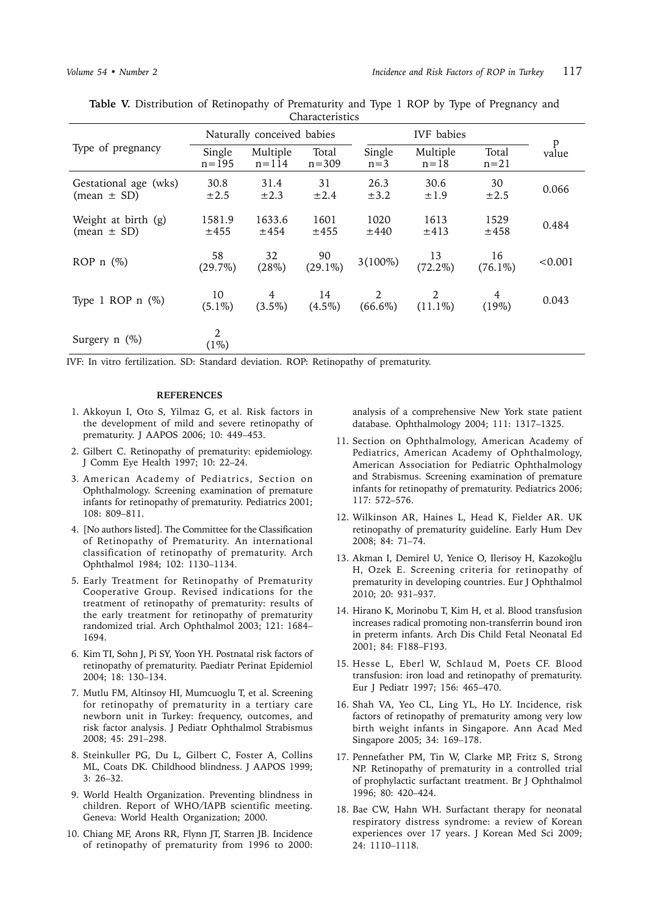**Table V.** Distribution of Retinopathy of Prematurity and Type 1 ROP by Type of Pregnancy and Characteristics

| Type of pregnancy | Naturally conceived babies | | | IVF babies | | | p value |
|---|---|---|---|---|---|---|---|
| | Single n=195 | Multiple n=114 | Total n=309 | Single n=3 | Multiple n=18 | Total n=21 | |
| Gestational age (wks) (mean ± SD) | 30.8 ±2.5 | 31.4 ±2.3 | 31 ±2.4 | 26.3 ±3.2 | 30.6 ±1.9 | 30 ±2.5 | 0.066 |
| Weight at birth (g) (mean ± SD) | 1581.9 ±455 | 1633.6 ±454 | 1601 ±455 | 1020 ±440 | 1613 ±413 | 1529 ±458 | 0.484 |
| ROP n (%) | 58 (29.7%) | 32 (28%) | 90 (29.1%) | 3(100%) | 13 (72.2%) | 16 (76.1%) | <0.001 |
| Type 1 ROP n (%) | 10 (5.1%) | 4 (3.5%) | 14 (4.5%) | 2 (66.6%) | 2 (11.1%) | 4 (19%) | 0.043 |
| Surgery n (%) | 2 (1%) | | | | | | |

IVF: In vitro fertilization. SD: Standard deviation. ROP: Retinopathy of prematurity.

## REFERENCES

1. Akkoyun I, Oto S, Yilmaz G, et al. Risk factors in the development of mild and severe retinopathy of prematurity. J AAPOS 2006; 10: 449–453.
2. Gilbert C. Retinopathy of prematurity: epidemiology. J Comm Eye Health 1997; 10: 22–24.
3. American Academy of Pediatrics, Section on Ophthalmology. Screening examination of premature infants for retinopathy of prematurity. Pediatrics 2001; 108: 809–811.
4. [No authors listed]. The Committee for the Classification of Retinopathy of Prematurity. An international classification of retinopathy of prematurity. Arch Ophthalmol 1984; 102: 1130–1134.
5. Early Treatment for Retinopathy of Prematurity Cooperative Group. Revised indications for the treatment of retinopathy of prematurity: results of the early treatment for retinopathy of prematurity randomized trial. Arch Ophthalmol 2003; 121: 1684–1694.
6. Kim TI, Sohn J, Pi SY, Yoon YH. Postnatal risk factors of retinopathy of prematurity. Paediatr Perinat Epidemiol 2004; 18: 130–134.
7. Mutlu FM, Altinsoy HI, Mumcuoglu T, et al. Screening for retinopathy of prematurity in a tertiary care newborn unit in Turkey: frequency, outcomes, and risk factor analysis. J Pediatr Ophthalmol Strabismus 2008; 45: 291–298.
8. Steinkuller PG, Du L, Gilbert C, Foster A, Collins ML, Coats DK. Childhood blindness. J AAPOS 1999; 3: 26–32.
9. World Health Organization. Preventing blindness in children. Report of WHO/IAPB scientific meeting. Geneva: World Health Organization; 2000.
10. Chiang MF, Arons RR, Flynn JT, Starren JB. Incidence of retinopathy of prematurity from 1996 to 2000: analysis of a comprehensive New York state patient database. Ophthalmology 2004; 111: 1317–1325.
11. Section on Ophthalmology, American Academy of Pediatrics, American Academy of Ophthalmology, American Association for Pediatric Ophthalmology and Strabismus. Screening examination of premature infants for retinopathy of prematurity. Pediatrics 2006; 117: 572–576.
12. Wilkinson AR, Haines L, Head K, Fielder AR. UK retinopathy of prematurity guideline. Early Hum Dev 2008; 84: 71–74.
13. Akman I, Demirel U, Yenice O, Ilerisoy H, Kazokoğlu H, Ozek E. Screening criteria for retinopathy of prematurity in developing countries. Eur J Ophthalmol 2010; 20: 931–937.
14. Hirano K, Morinobu T, Kim H, et al. Blood transfusion increases radical promoting non-transferrin bound iron in preterm infants. Arch Dis Child Fetal Neonatal Ed 2001; 84: F188–F193.
15. Hesse L, Eberl W, Schlaud M, Poets CF. Blood transfusion: iron load and retinopathy of prematurity. Eur J Pediatr 1997; 156: 465–470.
16. Shah VA, Yeo CL, Ling YL, Ho LY. Incidence, risk factors of retinopathy of prematurity among very low birth weight infants in Singapore. Ann Acad Med Singapore 2005; 34: 169–178.
17. Pennefather PM, Tin W, Clarke MP, Fritz S, Strong NP. Retinopathy of prematurity in a controlled trial of prophylactic surfactant treatment. Br J Ophthalmol 1996; 80: 420–424.
18. Bae CW, Hahn WH. Surfactant therapy for neonatal respiratory distress syndrome: a review of Korean experiences over 17 years. J Korean Med Sci 2009; 24: 1110–1118.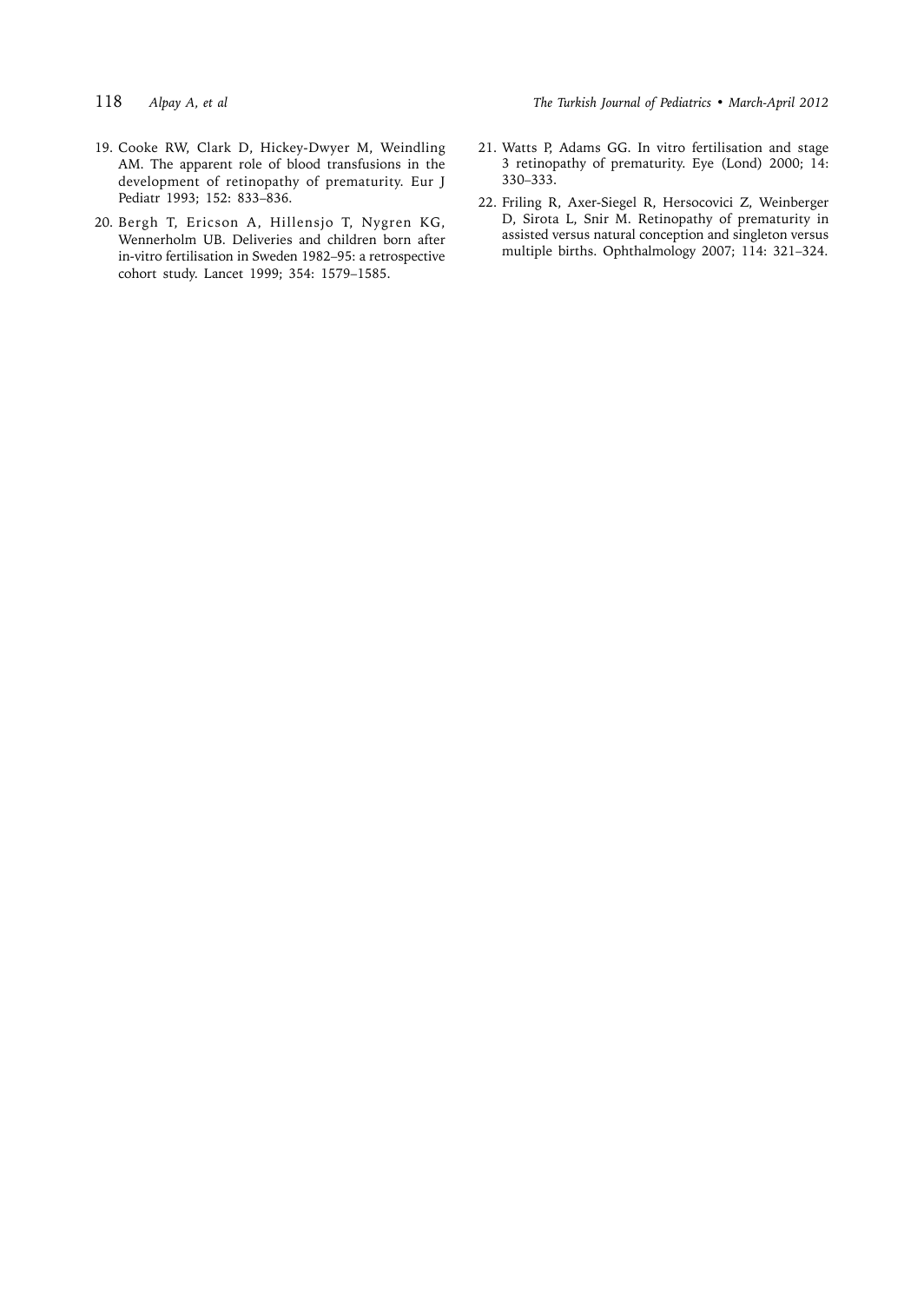19. Cooke RW, Clark D, Hickey-Dwyer M, Weindling AM. The apparent role of blood transfusions in the development of retinopathy of prematurity. Eur J Pediatr 1993; 152: 833–836.
20. Bergh T, Ericson A, Hillensjo T, Nygren KG, Wennerholm UB. Deliveries and children born after in-vitro fertilisation in Sweden 1982–95: a retrospective cohort study. Lancet 1999; 354: 1579–1585.
21. Watts P, Adams GG. In vitro fertilisation and stage 3 retinopathy of prematurity. Eye (Lond) 2000; 14: 330–333.
22. Friling R, Axer-Siegel R, Hersocovici Z, Weinberger D, Sirota L, Snir M. Retinopathy of prematurity in assisted versus natural conception and singleton versus multiple births. Ophthalmology 2007; 114: 321–324.